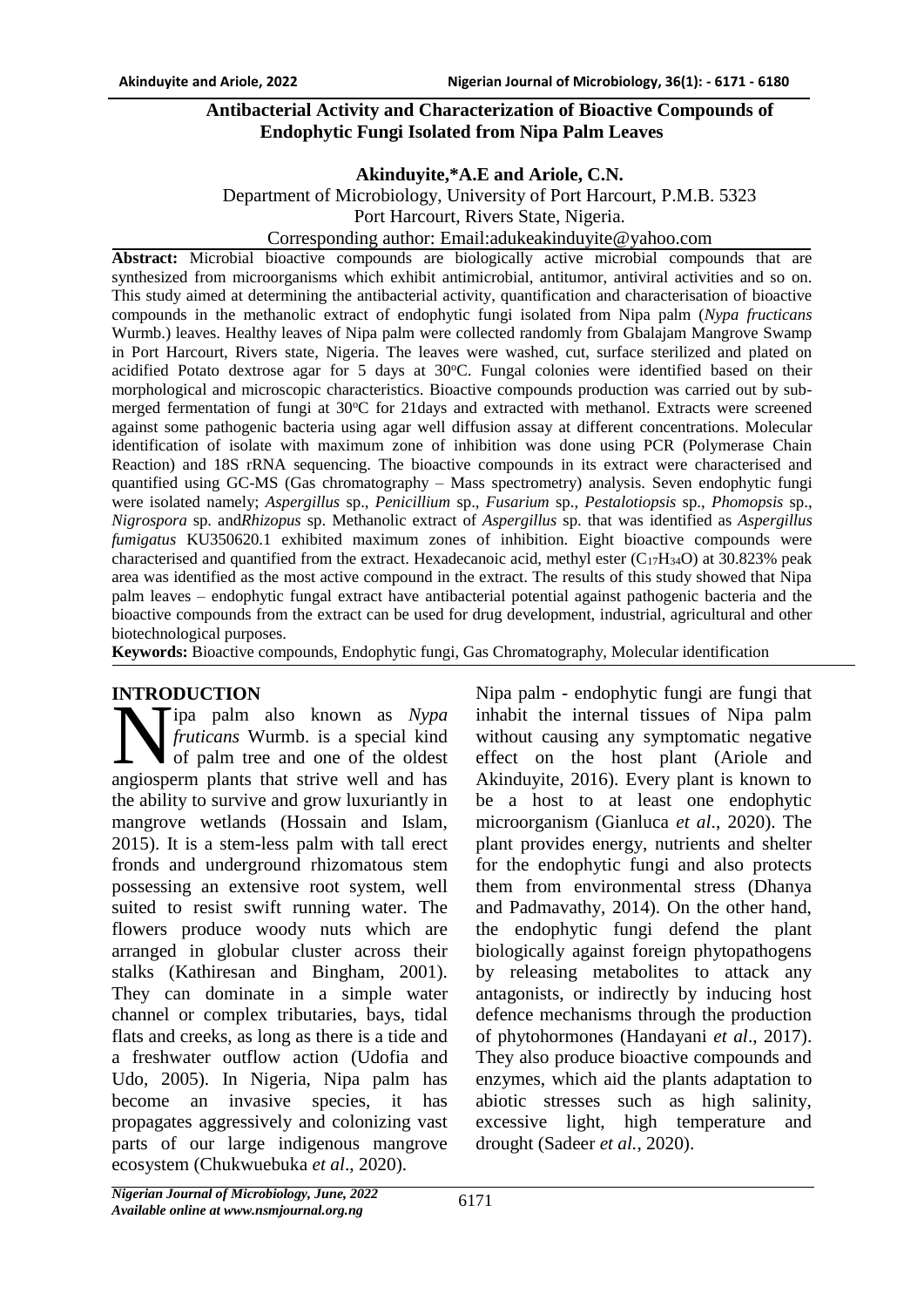# Antibacterial Activity and Characterization of Bioactive Compounds of Endophytic Fungi Isolated from Nipa Palm Leaves

**Akinduyite,*A.E and Ariole, C.N.**

Department of Microbiology, University of Port Harcourt, P.M.B. 5323
Port Harcourt, Rivers State, Nigeria.
Corresponding author: Email:adukeakinduyite@yahoo.com

**Abstract:** Microbial bioactive compounds are biologically active microbial compounds that are synthesized from microorganisms which exhibit antimicrobial, antitumor, antiviral activities and so on. This study aimed at determining the antibacterial activity, quantification and characterisation of bioactive compounds in the methanolic extract of endophytic fungi isolated from Nipa palm (*Nypa fructicans* Wurmb.) leaves. Healthy leaves of Nipa palm were collected randomly from Gbalajam Mangrove Swamp in Port Harcourt, Rivers state, Nigeria. The leaves were washed, cut, surface sterilized and plated on acidified Potato dextrose agar for 5 days at 30°C. Fungal colonies were identified based on their morphological and microscopic characteristics. Bioactive compounds production was carried out by sub-merged fermentation of fungi at 30°C for 21days and extracted with methanol. Extracts were screened against some pathogenic bacteria using agar well diffusion assay at different concentrations. Molecular identification of isolate with maximum zone of inhibition was done using PCR (Polymerase Chain Reaction) and 18S rRNA sequencing. The bioactive compounds in its extract were characterised and quantified using GC-MS (Gas chromatography – Mass spectrometry) analysis. Seven endophytic fungi were isolated namely; *Aspergillus* sp., *Penicillium* sp., *Fusarium* sp., *Pestalotiopsis* sp., *Phomopsis* sp., *Nigrospora* sp. and*Rhizopus* sp. Methanolic extract of *Aspergillus* sp. that was identified as *Aspergillus fumigatus* KU350620.1 exhibited maximum zones of inhibition. Eight bioactive compounds were characterised and quantified from the extract. Hexadecanoic acid, methyl ester ($C_{17}H_{34}O$) at 30.823% peak area was identified as the most active compound in the extract. The results of this study showed that Nipa palm leaves – endophytic fungal extract have antibacterial potential against pathogenic bacteria and the bioactive compounds from the extract can be used for drug development, industrial, agricultural and other biotechnological purposes.

**Keywords:** Bioactive compounds, Endophytic fungi, Gas Chromatography, Molecular identification

## INTRODUCTION

Nipa palm also known as *Nypa fruticans* Wurmb. is a special kind of palm tree and one of the oldest angiosperm plants that strive well and has the ability to survive and grow luxuriantly in mangrove wetlands (Hossain and Islam, 2015). It is a stem-less palm with tall erect fronds and underground rhizomatous stem possessing an extensive root system, well suited to resist swift running water. The flowers produce woody nuts which are arranged in globular cluster across their stalks (Kathiresan and Bingham, 2001). They can dominate in a simple water channel or complex tributaries, bays, tidal flats and creeks, as long as there is a tide and a freshwater outflow action (Udofia and Udo, 2005). In Nigeria, Nipa palm has become an invasive species, it has propagates aggressively and colonizing vast parts of our large indigenous mangrove ecosystem (Chukwuebuka *et al*., 2020).

Nipa palm - endophytic fungi are fungi that inhabit the internal tissues of Nipa palm without causing any symptomatic negative effect on the host plant (Ariole and Akinduyite, 2016). Every plant is known to be a host to at least one endophytic microorganism (Gianluca *et al*., 2020). The plant provides energy, nutrients and shelter for the endophytic fungi and also protects them from environmental stress (Dhanya and Padmavathy, 2014). On the other hand, the endophytic fungi defend the plant biologically against foreign phytopathogens by releasing metabolites to attack any antagonists, or indirectly by inducing host defence mechanisms through the production of phytohormones (Handayani *et al*., 2017). They also produce bioactive compounds and enzymes, which aid the plants adaptation to abiotic stresses such as high salinity, excessive light, high temperature and drought (Sadeer *et al.*, 2020).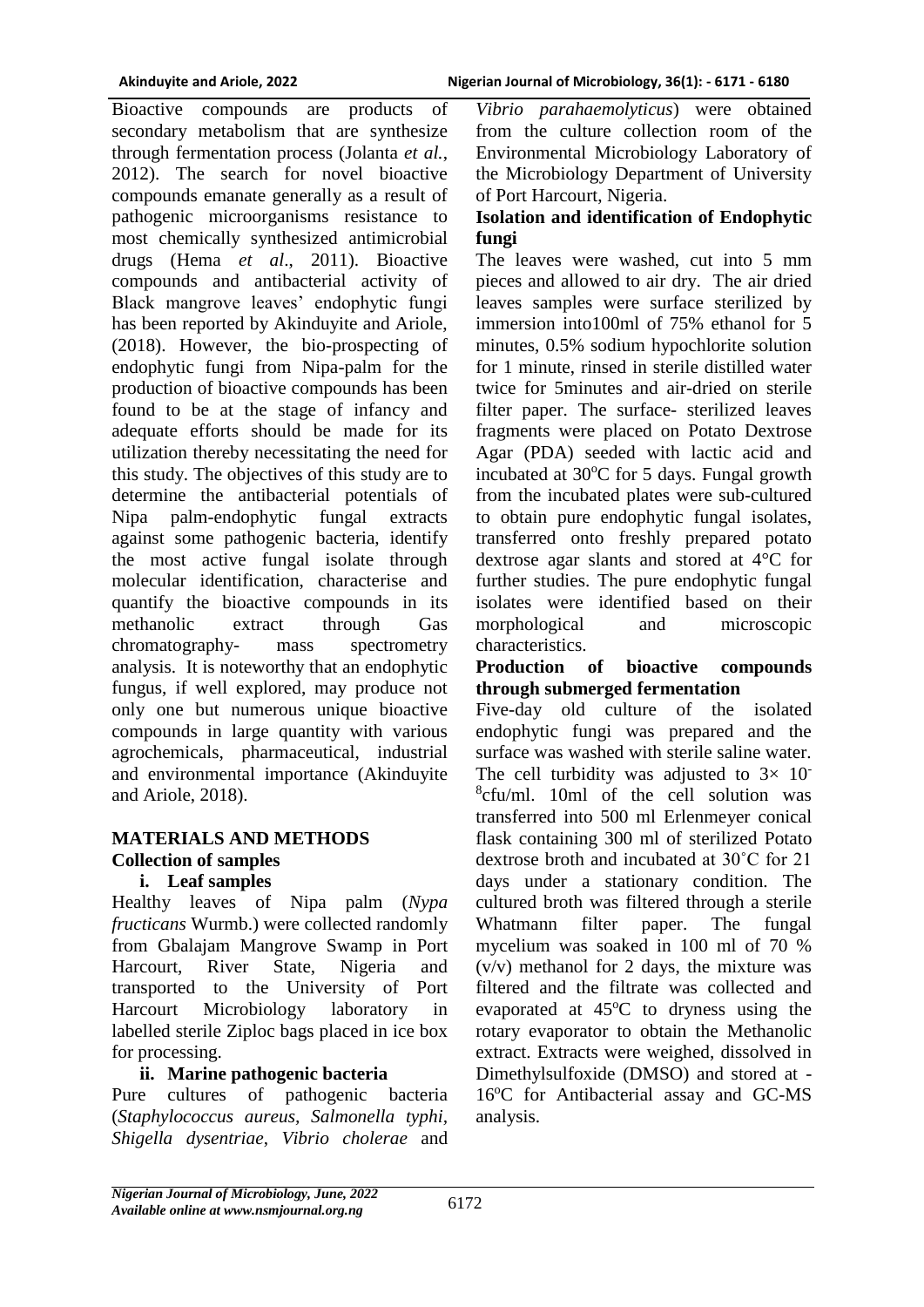Bioactive compounds are products of secondary metabolism that are synthesize through fermentation process (Jolanta *et al.*, 2012). The search for novel bioactive compounds emanate generally as a result of pathogenic microorganisms resistance to most chemically synthesized antimicrobial drugs (Hema *et al*., 2011). Bioactive compounds and antibacterial activity of Black mangrove leaves' endophytic fungi has been reported by Akinduyite and Ariole, (2018). However, the bio-prospecting of endophytic fungi from Nipa-palm for the production of bioactive compounds has been found to be at the stage of infancy and adequate efforts should be made for its utilization thereby necessitating the need for this study. The objectives of this study are to determine the antibacterial potentials of Nipa palm-endophytic fungal extracts against some pathogenic bacteria, identify the most active fungal isolate through molecular identification, characterise and quantify the bioactive compounds in its methanolic extract through Gas chromatography- mass spectrometry analysis. It is noteworthy that an endophytic fungus, if well explored, may produce not only one but numerous unique bioactive compounds in large quantity with various agrochemicals, pharmaceutical, industrial and environmental importance (Akinduyite and Ariole, 2018).

## MATERIALS AND METHODS

### Collection of samples

#### i. Leaf samples

Healthy leaves of Nipa palm (*Nypa fructicans* Wurmb.) were collected randomly from Gbalajam Mangrove Swamp in Port Harcourt, River State, Nigeria and transported to the University of Port Harcourt Microbiology laboratory in labelled sterile Ziploc bags placed in ice box for processing.

#### ii. Marine pathogenic bacteria

Pure cultures of pathogenic bacteria (*Staphylococcus aureus*, *Salmonella typhi*, *Shigella dysentriae*, *Vibrio cholerae* and *Vibrio parahaemolyticus*) were obtained from the culture collection room of the Environmental Microbiology Laboratory of the Microbiology Department of University of Port Harcourt, Nigeria.

### Isolation and identification of Endophytic fungi

The leaves were washed, cut into 5 mm pieces and allowed to air dry. The air dried leaves samples were surface sterilized by immersion into100ml of 75% ethanol for 5 minutes, 0.5% sodium hypochlorite solution for 1 minute, rinsed in sterile distilled water twice for 5minutes and air-dried on sterile filter paper. The surface- sterilized leaves fragments were placed on Potato Dextrose Agar (PDA) seeded with lactic acid and incubated at 30$^{o}$C for 5 days. Fungal growth from the incubated plates were sub-cultured to obtain pure endophytic fungal isolates, transferred onto freshly prepared potato dextrose agar slants and stored at 4°C for further studies. The pure endophytic fungal isolates were identified based on their morphological and microscopic characteristics.

### Production of bioactive compounds through submerged fermentation

Five-day old culture of the isolated endophytic fungi was prepared and the surface was washed with sterile saline water. The cell turbidity was adjusted to $3\times 10^{-8}$cfu/ml. 10ml of the cell solution was transferred into 500 ml Erlenmeyer conical flask containing 300 ml of sterilized Potato dextrose broth and incubated at 30˚C for 21 days under a stationary condition. The cultured broth was filtered through a sterile Whatmann filter paper. The fungal mycelium was soaked in 100 ml of 70 % (v/v) methanol for 2 days, the mixture was filtered and the filtrate was collected and evaporated at 45$^{o}$C to dryness using the rotary evaporator to obtain the Methanolic extract. Extracts were weighed, dissolved in Dimethylsulfoxide (DMSO) and stored at -16$^{o}$C for Antibacterial assay and GC-MS analysis.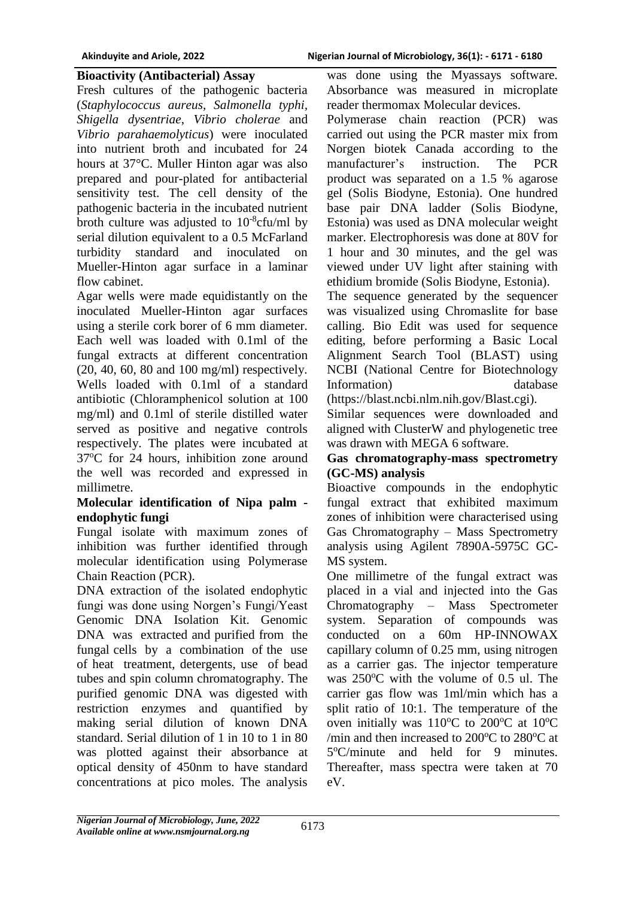**Bioactivity (Antibacterial) Assay**

Fresh cultures of the pathogenic bacteria (*Staphylococcus aureus*, *Salmonella typhi*, *Shigella dysentriae*, *Vibrio cholerae* and *Vibrio parahaemolyticus*) were inoculated into nutrient broth and incubated for 24 hours at 37°C. Muller Hinton agar was also prepared and pour-plated for antibacterial sensitivity test. The cell density of the pathogenic bacteria in the incubated nutrient broth culture was adjusted to $10^{-8}$cfu/ml by serial dilution equivalent to a 0.5 McFarland turbidity standard and inoculated on Mueller-Hinton agar surface in a laminar flow cabinet.

Agar wells were made equidistantly on the inoculated Mueller-Hinton agar surfaces using a sterile cork borer of 6 mm diameter. Each well was loaded with 0.1ml of the fungal extracts at different concentration (20, 40, 60, 80 and 100 mg/ml) respectively. Wells loaded with 0.1ml of a standard antibiotic (Chloramphenicol solution at 100 mg/ml) and 0.1ml of sterile distilled water served as positive and negative controls respectively. The plates were incubated at 37$^o$C for 24 hours, inhibition zone around the well was recorded and expressed in millimetre.

**Molecular identification of Nipa palm - endophytic fungi**

Fungal isolate with maximum zones of inhibition was further identified through molecular identification using Polymerase Chain Reaction (PCR).

DNA extraction of the isolated endophytic fungi was done using Norgen's Fungi/Yeast Genomic DNA Isolation Kit. Genomic DNA was extracted and purified from the fungal cells by a combination of the use of heat treatment, detergents, use of bead tubes and spin column chromatography. The purified genomic DNA was digested with restriction enzymes and quantified by making serial dilution of known DNA standard. Serial dilution of 1 in 10 to 1 in 80 was plotted against their absorbance at optical density of 450nm to have standard concentrations at pico moles. The analysis was done using the Myassays software. Absorbance was measured in microplate reader thermomax Molecular devices.

Polymerase chain reaction (PCR) was carried out using the PCR master mix from Norgen biotek Canada according to the manufacturer's instruction. The PCR product was separated on a 1.5 % agarose gel (Solis Biodyne, Estonia). One hundred base pair DNA ladder (Solis Biodyne, Estonia) was used as DNA molecular weight marker. Electrophoresis was done at 80V for 1 hour and 30 minutes, and the gel was viewed under UV light after staining with ethidium bromide (Solis Biodyne, Estonia).

The sequence generated by the sequencer was visualized using Chromaslite for base calling. Bio Edit was used for sequence editing, before performing a Basic Local Alignment Search Tool (BLAST) using NCBI (National Centre for Biotechnology Information) database (https://blast.ncbi.nlm.nih.gov/Blast.cgi).

Similar sequences were downloaded and aligned with ClusterW and phylogenetic tree was drawn with MEGA 6 software.

**Gas chromatography-mass spectrometry (GC-MS) analysis**

Bioactive compounds in the endophytic fungal extract that exhibited maximum zones of inhibition were characterised using Gas Chromatography – Mass Spectrometry analysis using Agilent 7890A-5975C GC-MS system.

One millimetre of the fungal extract was placed in a vial and injected into the Gas Chromatography – Mass Spectrometer system. Separation of compounds was conducted on a 60m HP-INNOWAX capillary column of 0.25 mm, using nitrogen as a carrier gas. The injector temperature was 250$^o$C with the volume of 0.5 ul. The carrier gas flow was 1ml/min which has a split ratio of 10:1. The temperature of the oven initially was 110$^o$C to 200$^o$C at 10$^o$C /min and then increased to 200$^o$C to 280$^o$C at 5$^o$C/minute and held for 9 minutes. Thereafter, mass spectra were taken at 70 eV.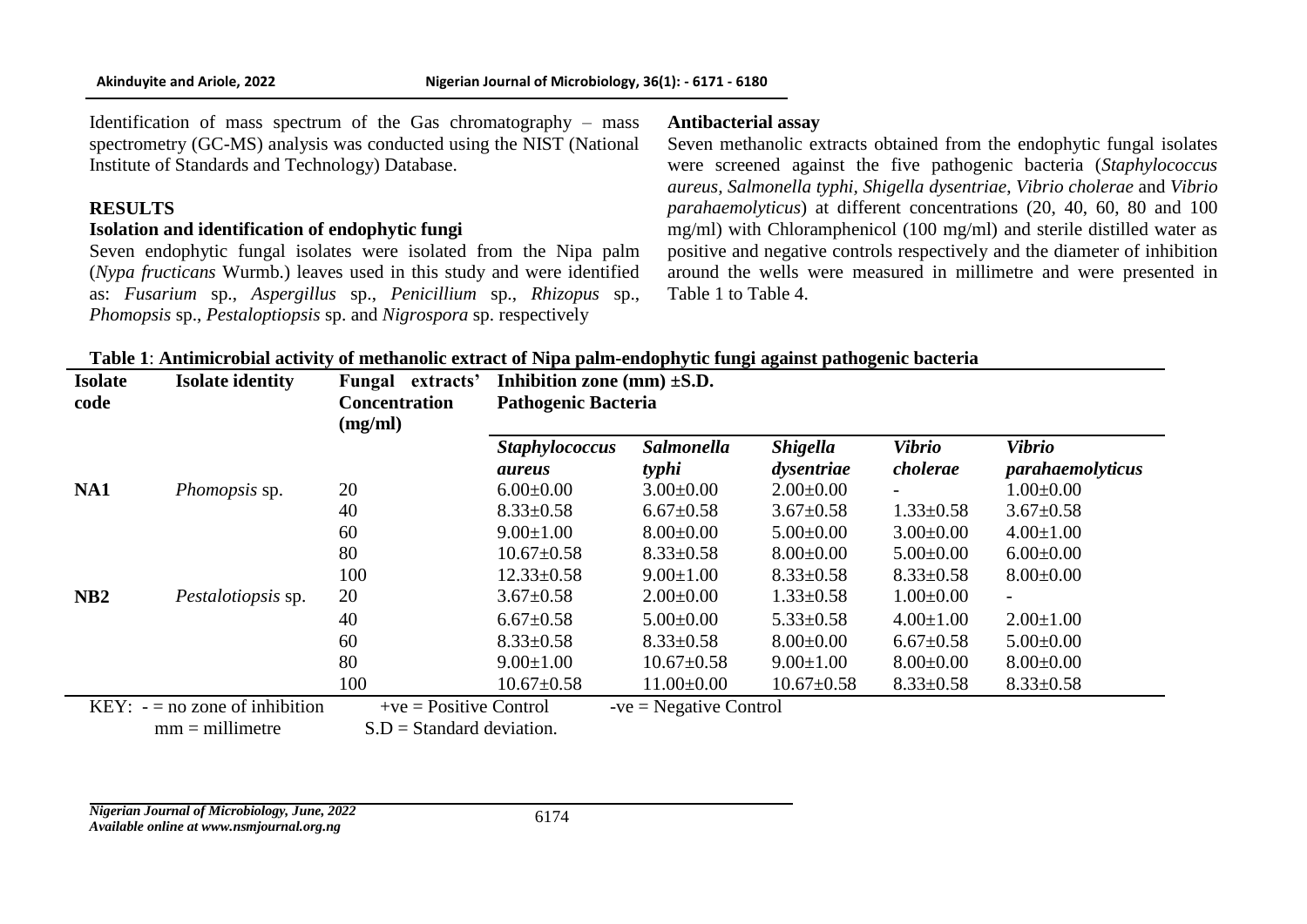Identification of mass spectrum of the Gas chromatography – mass spectrometry (GC-MS) analysis was conducted using the NIST (National Institute of Standards and Technology) Database.

## RESULTS

### Isolation and identification of endophytic fungi

Seven endophytic fungal isolates were isolated from the Nipa palm (*Nypa fructicans* Wurmb.) leaves used in this study and were identified as: *Fusarium* sp., *Aspergillus* sp., *Penicillium* sp., *Rhizopus* sp., *Phomopsis* sp., *Pestaloptiopsis* sp. and *Nigrospora* sp. respectively

### Antibacterial assay

Seven methanolic extracts obtained from the endophytic fungal isolates were screened against the five pathogenic bacteria (*Staphylococcus aureus*, *Salmonella typhi*, *Shigella dysentriae*, *Vibrio cholerae* and *Vibrio parahaemolyticus*) at different concentrations (20, 40, 60, 80 and 100 mg/ml) with Chloramphenicol (100 mg/ml) and sterile distilled water as positive and negative controls respectively and the diameter of inhibition around the wells were measured in millimetre and were presented in Table 1 to Table 4.

**Table 1**: **Antimicrobial activity of methanolic extract of Nipa palm-endophytic fungi against pathogenic bacteria**

| Isolate code | Isolate identity | Fungal extracts' Concentration (mg/ml) | Inhibition zone (mm) ±S.D. Pathogenic Bacteria | | | | |
|---|---|---|---|---|---|---|---|
| | | | ***Staphylococcus aureus*** | ***Salmonella typhi*** | ***Shigella dysentriae*** | ***Vibrio cholerae*** | ***Vibrio parahaemolyticus*** |
| **NA1** | *Phomopsis* sp. | 20 | 6.00±0.00 | 3.00±0.00 | 2.00±0.00 | - | 1.00±0.00 |
| | | 40 | 8.33±0.58 | 6.67±0.58 | 3.67±0.58 | 1.33±0.58 | 3.67±0.58 |
| | | 60 | 9.00±1.00 | 8.00±0.00 | 5.00±0.00 | 3.00±0.00 | 4.00±1.00 |
| | | 80 | 10.67±0.58 | 8.33±0.58 | 8.00±0.00 | 5.00±0.00 | 6.00±0.00 |
| | | 100 | 12.33±0.58 | 9.00±1.00 | 8.33±0.58 | 8.33±0.58 | 8.00±0.00 |
| **NB2** | *Pestalotiopsis* sp. | 20 | 3.67±0.58 | 2.00±0.00 | 1.33±0.58 | 1.00±0.00 | - |
| | | 40 | 6.67±0.58 | 5.00±0.00 | 5.33±0.58 | 4.00±1.00 | 2.00±1.00 |
| | | 60 | 8.33±0.58 | 8.33±0.58 | 8.00±0.00 | 6.67±0.58 | 5.00±0.00 |
| | | 80 | 9.00±1.00 | 10.67±0.58 | 9.00±1.00 | 8.00±0.00 | 8.00±0.00 |
| | | 100 | 10.67±0.58 | 11.00±0.00 | 10.67±0.58 | 8.33±0.58 | 8.33±0.58 |

KEY: - = no zone of inhibition +ve = Positive Control -ve = Negative Control
mm = millimetre S.D = Standard deviation.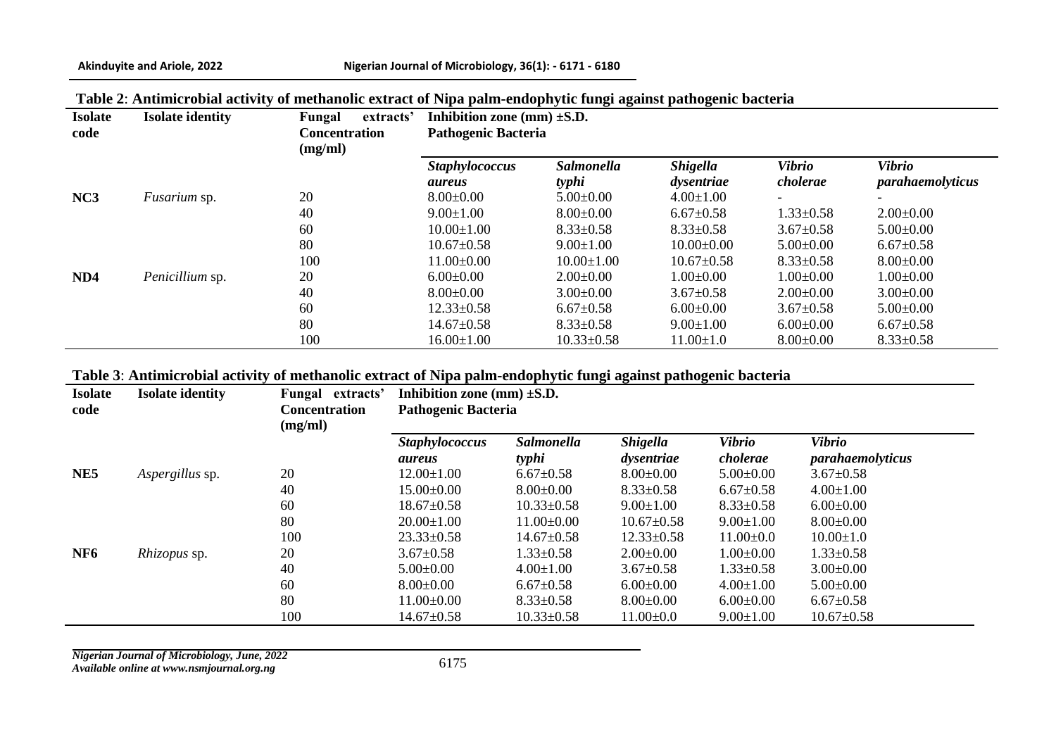**Table 2**: **Antimicrobial activity of methanolic extract of Nipa palm-endophytic fungi against pathogenic bacteria**

| Isolate code | Isolate identity | Fungal extracts' Concentration (mg/ml) | Inhibition zone (mm) ±S.D. Pathogenic Bacteria | | | | |
|---|---|---|---|---|---|---|---|
| | | | *Staphylococcus aureus* | *Salmonella typhi* | *Shigella dysentriae* | *Vibrio cholerae* | *Vibrio parahaemolyticus* |
| **NC3** | *Fusarium* sp. | 20 | 8.00±0.00 | 5.00±0.00 | 4.00±1.00 | - | - |
| | | 40 | 9.00±1.00 | 8.00±0.00 | 6.67±0.58 | 1.33±0.58 | 2.00±0.00 |
| | | 60 | 10.00±1.00 | 8.33±0.58 | 8.33±0.58 | 3.67±0.58 | 5.00±0.00 |
| | | 80 | 10.67±0.58 | 9.00±1.00 | 10.00±0.00 | 5.00±0.00 | 6.67±0.58 |
| | | 100 | 11.00±0.00 | 10.00±1.00 | 10.67±0.58 | 8.33±0.58 | 8.00±0.00 |
| **ND4** | *Penicillium* sp. | 20 | 6.00±0.00 | 2.00±0.00 | 1.00±0.00 | 1.00±0.00 | 1.00±0.00 |
| | | 40 | 8.00±0.00 | 3.00±0.00 | 3.67±0.58 | 2.00±0.00 | 3.00±0.00 |
| | | 60 | 12.33±0.58 | 6.67±0.58 | 6.00±0.00 | 3.67±0.58 | 5.00±0.00 |
| | | 80 | 14.67±0.58 | 8.33±0.58 | 9.00±1.00 | 6.00±0.00 | 6.67±0.58 |
| | | 100 | 16.00±1.00 | 10.33±0.58 | 11.00±1.0 | 8.00±0.00 | 8.33±0.58 |

**Table 3**: **Antimicrobial activity of methanolic extract of Nipa palm-endophytic fungi against pathogenic bacteria**

| Isolate code | Isolate identity | Fungal extracts' Concentration (mg/ml) | Inhibition zone (mm) ±S.D. Pathogenic Bacteria | | | | |
|---|---|---|---|---|---|---|---|
| | | | *Staphylococcus aureus* | *Salmonella typhi* | *Shigella dysentriae* | *Vibrio cholerae* | *Vibrio parahaemolyticus* |
| **NE5** | *Aspergillus* sp. | 20 | 12.00±1.00 | 6.67±0.58 | 8.00±0.00 | 5.00±0.00 | 3.67±0.58 |
| | | 40 | 15.00±0.00 | 8.00±0.00 | 8.33±0.58 | 6.67±0.58 | 4.00±1.00 |
| | | 60 | 18.67±0.58 | 10.33±0.58 | 9.00±1.00 | 8.33±0.58 | 6.00±0.00 |
| | | 80 | 20.00±1.00 | 11.00±0.00 | 10.67±0.58 | 9.00±1.00 | 8.00±0.00 |
| | | 100 | 23.33±0.58 | 14.67±0.58 | 12.33±0.58 | 11.00±0.0 | 10.00±1.0 |
| **NF6** | *Rhizopus* sp. | 20 | 3.67±0.58 | 1.33±0.58 | 2.00±0.00 | 1.00±0.00 | 1.33±0.58 |
| | | 40 | 5.00±0.00 | 4.00±1.00 | 3.67±0.58 | 1.33±0.58 | 3.00±0.00 |
| | | 60 | 8.00±0.00 | 6.67±0.58 | 6.00±0.00 | 4.00±1.00 | 5.00±0.00 |
| | | 80 | 11.00±0.00 | 8.33±0.58 | 8.00±0.00 | 6.00±0.00 | 6.67±0.58 |
| | | 100 | 14.67±0.58 | 10.33±0.58 | 11.00±0.0 | 9.00±1.00 | 10.67±0.58 |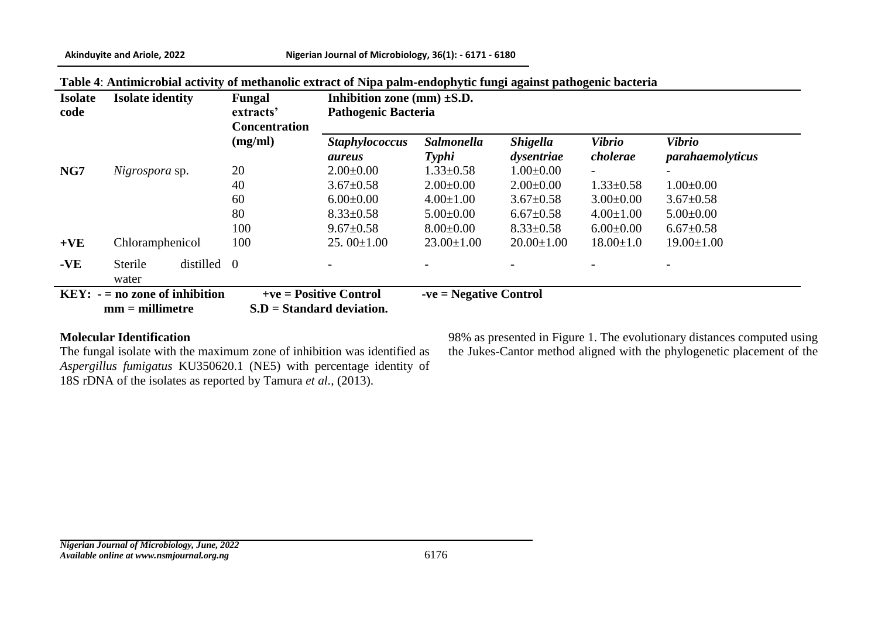**Table 4**: **Antimicrobial activity of methanolic extract of Nipa palm-endophytic fungi against pathogenic bacteria**

| Isolate code | Isolate identity | Fungal extracts' Concentration (mg/ml) | Inhibition zone (mm) ±S.D. Pathogenic Bacteria | | | | |
|---|---|---|---|---|---|---|---|
| | | | *Staphylococcus aureus* | *Salmonella Typhi* | *Shigella dysentriae* | *Vibrio cholerae* | *Vibrio parahaemolyticus* |
| **NG7** | *Nigrospora* sp. | 20 | 2.00±0.00 | 1.33±0.58 | 1.00±0.00 | - | - |
| | | 40 | 3.67±0.58 | 2.00±0.00 | 2.00±0.00 | 1.33±0.58 | 1.00±0.00 |
| | | 60 | 6.00±0.00 | 4.00±1.00 | 3.67±0.58 | 3.00±0.00 | 3.67±0.58 |
| | | 80 | 8.33±0.58 | 5.00±0.00 | 6.67±0.58 | 4.00±1.00 | 5.00±0.00 |
| | | 100 | 9.67±0.58 | 8.00±0.00 | 8.33±0.58 | 6.00±0.00 | 6.67±0.58 |
| **+VE** | Chloramphenicol | 100 | 25. 00±1.00 | 23.00±1.00 | 20.00±1.00 | 18.00±1.0 | 19.00±1.00 |
| **-VE** | Sterile distilled water | 0 | - | - | - | - | - |

**KEY: - = no zone of inhibition** **+ve = Positive Control** **-ve = Negative Control**
**mm = millimetre** **S.D = Standard deviation.**

**Molecular Identification**

The fungal isolate with the maximum zone of inhibition was identified as *Aspergillus fumigatus* KU350620.1 (NE5) with percentage identity of 98% as presented in Figure 1. The evolutionary distances computed using the Jukes-Cantor method aligned with the phylogenetic placement of the 18S rDNA of the isolates as reported by Tamura *et al.,* (2013).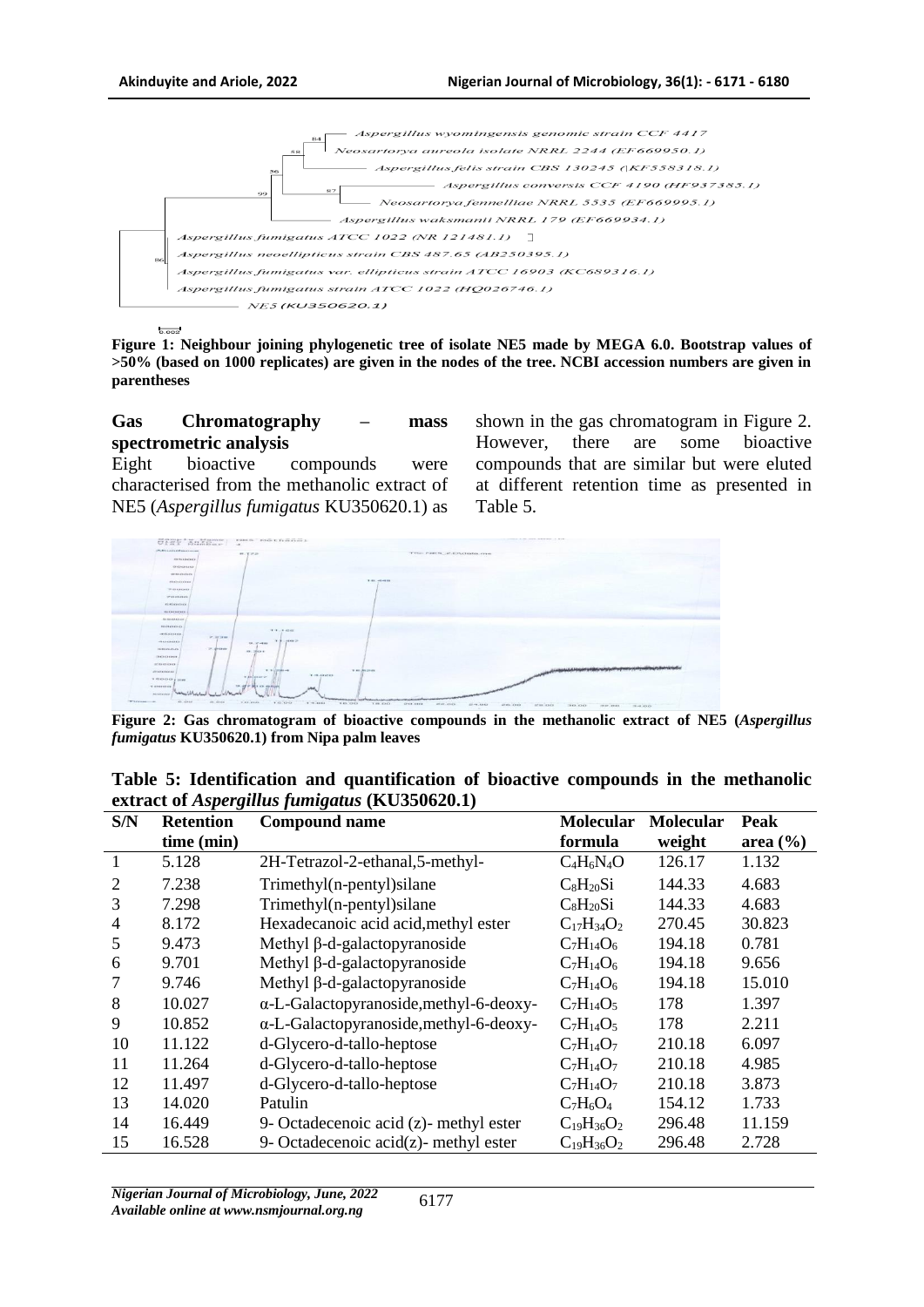**Figure 1: Neighbour joining phylogenetic tree of isolate NE5 made by MEGA 6.0. Bootstrap values of >50% (based on 1000 replicates) are given in the nodes of the tree. NCBI accession numbers are given in parentheses**

### Gas Chromatography – mass spectrometric analysis

Eight bioactive compounds were characterised from the methanolic extract of NE5 (*Aspergillus fumigatus* KU350620.1) as shown in the gas chromatogram in Figure 2. However, there are some bioactive compounds that are similar but were eluted at different retention time as presented in Table 5.

**Figure 2: Gas chromatogram of bioactive compounds in the methanolic extract of NE5 (*Aspergillus fumigatus* KU350620.1) from Nipa palm leaves**

**Table 5: Identification and quantification of bioactive compounds in the methanolic extract of *Aspergillus fumigatus* (KU350620.1)**

| S/N | Retention time (min) | Compound name | Molecular formula | Molecular weight | Peak area (%) |
|---|---|---|---|---|---|
| 1 | 5.128 | 2H-Tetrazol-2-ethanal,5-methyl- | $C_4H_6N_4O$ | 126.17 | 1.132 |
| 2 | 7.238 | Trimethyl(n-pentyl)silane | $C_8H_{20}Si$ | 144.33 | 4.683 |
| 3 | 7.298 | Trimethyl(n-pentyl)silane | $C_8H_{20}Si$ | 144.33 | 4.683 |
| 4 | 8.172 | Hexadecanoic acid acid,methyl ester | $C_{17}H_{34}O_2$ | 270.45 | 30.823 |
| 5 | 9.473 | Methyl β-d-galactopyranoside | $C_7H_{14}O_6$ | 194.18 | 0.781 |
| 6 | 9.701 | Methyl β-d-galactopyranoside | $C_7H_{14}O_6$ | 194.18 | 9.656 |
| 7 | 9.746 | Methyl β-d-galactopyranoside | $C_7H_{14}O_6$ | 194.18 | 15.010 |
| 8 | 10.027 | α-L-Galactopyranoside,methyl-6-deoxy- | $C_7H_{14}O_5$ | 178 | 1.397 |
| 9 | 10.852 | α-L-Galactopyranoside,methyl-6-deoxy- | $C_7H_{14}O_5$ | 178 | 2.211 |
| 10 | 11.122 | d-Glycero-d-tallo-heptose | $C_7H_{14}O_7$ | 210.18 | 6.097 |
| 11 | 11.264 | d-Glycero-d-tallo-heptose | $C_7H_{14}O_7$ | 210.18 | 4.985 |
| 12 | 11.497 | d-Glycero-d-tallo-heptose | $C_7H_{14}O_7$ | 210.18 | 3.873 |
| 13 | 14.020 | Patulin | $C_7H_6O_4$ | 154.12 | 1.733 |
| 14 | 16.449 | 9- Octadecenoic acid (z)- methyl ester | $C_{19}H_{36}O_2$ | 296.48 | 11.159 |
| 15 | 16.528 | 9- Octadecenoic acid(z)- methyl ester | $C_{19}H_{36}O_2$ | 296.48 | 2.728 |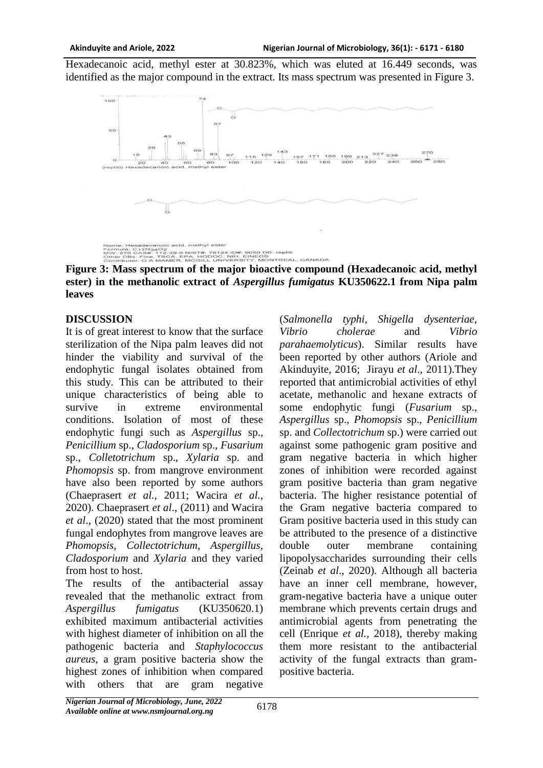Hexadecanoic acid, methyl ester at 30.823%, which was eluted at 16.449 seconds, was identified as the major compound in the extract. Its mass spectrum was presented in Figure 3.

**Figure 3: Mass spectrum of the major bioactive compound (Hexadecanoic acid, methyl ester) in the methanolic extract of *Aspergillus fumigatus* KU350622.1 from Nipa palm leaves**

## DISCUSSION

It is of great interest to know that the surface sterilization of the Nipa palm leaves did not hinder the viability and survival of the endophytic fungal isolates obtained from this study. This can be attributed to their unique characteristics of being able to survive in extreme environmental conditions. Isolation of most of these endophytic fungi such as *Aspergillus* sp., *Penicillium* sp., *Cladosporium* sp., *Fusarium* sp., *Colletotrichum* sp., *Xylaria* sp. and *Phomopsis* sp. from mangrove environment have also been reported by some authors (Chaeprasert *et al.,* 2011; Wacira *et al.*, 2020). Chaeprasert *et al*., (2011) and Wacira *et al*., (2020) stated that the most prominent fungal endophytes from mangrove leaves are *Phomopsis, Collectotrichum, Aspergillus, Cladosporium* and *Xylaria* and they varied from host to host.

The results of the antibacterial assay revealed that the methanolic extract from *Aspergillus fumigatus* (KU350620.1) exhibited maximum antibacterial activities with highest diameter of inhibition on all the pathogenic bacteria and *Staphylococcus aureus*, a gram positive bacteria show the highest zones of inhibition when compared with others that are gram negative (*Salmonella typhi*, *Shigella dysenteriae*, *Vibrio cholerae* and *Vibrio parahaemolyticus*). Similar results have been reported by other authors (Ariole and Akinduyite, 2016; Jirayu *et al*., 2011).They reported that antimicrobial activities of ethyl acetate, methanolic and hexane extracts of some endophytic fungi (*Fusarium* sp., *Aspergillus* sp., *Phomopsis* sp., *Penicillium* sp. and *Collectotrichum* sp.) were carried out against some pathogenic gram positive and gram negative bacteria in which higher zones of inhibition were recorded against gram positive bacteria than gram negative bacteria. The higher resistance potential of the Gram negative bacteria compared to Gram positive bacteria used in this study can be attributed to the presence of a distinctive double outer membrane containing lipopolysaccharides surrounding their cells (Zeinab *et al*., 2020). Although all bacteria have an inner cell membrane, however, gram-negative bacteria have a unique outer membrane which prevents certain drugs and antimicrobial agents from penetrating the cell (Enrique *et al.*, 2018), thereby making them more resistant to the antibacterial activity of the fungal extracts than gram-positive bacteria.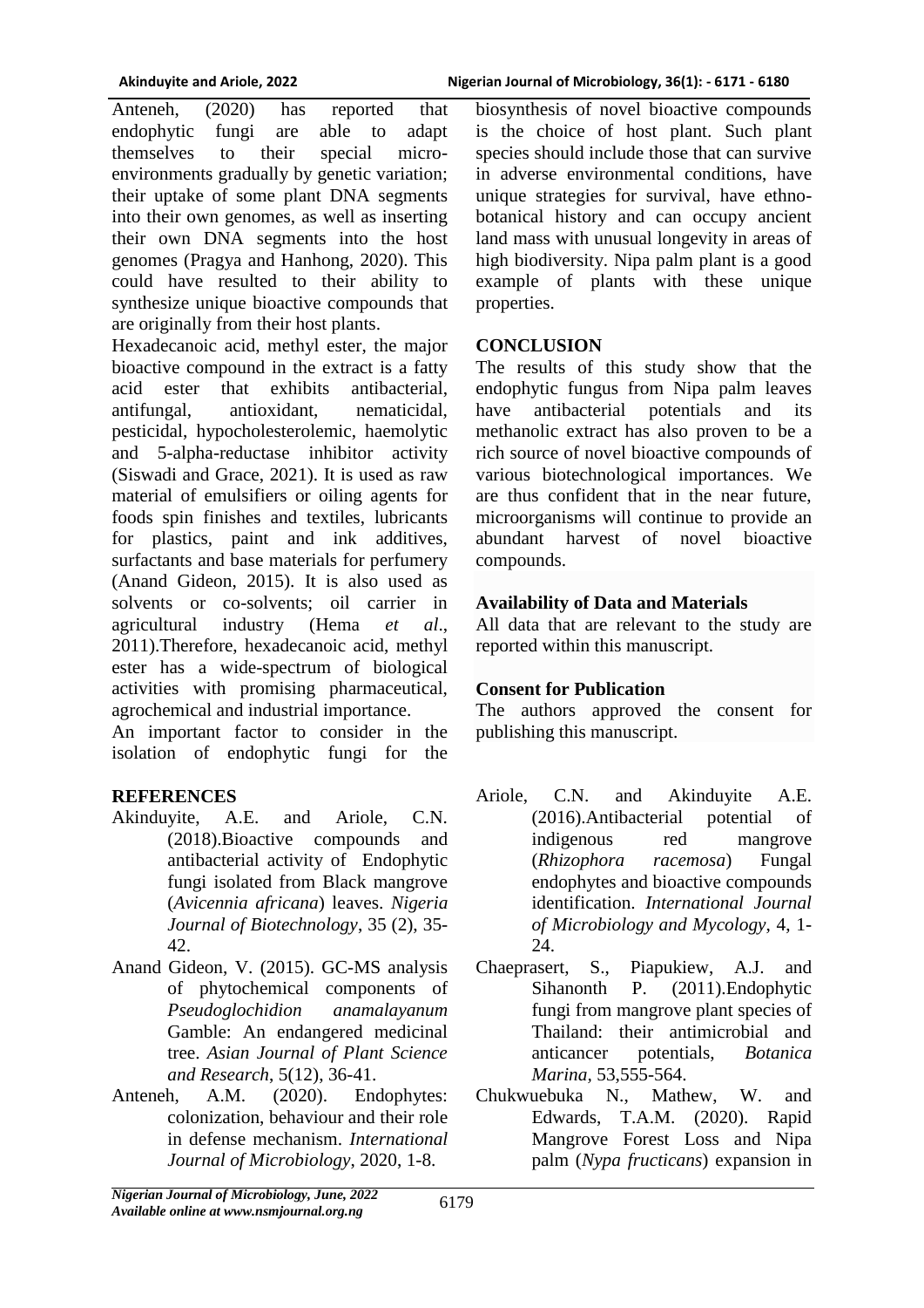Anteneh, (2020) has reported that endophytic fungi are able to adapt themselves to their special micro-environments gradually by genetic variation; their uptake of some plant DNA segments into their own genomes, as well as inserting their own DNA segments into the host genomes (Pragya and Hanhong, 2020). This could have resulted to their ability to synthesize unique bioactive compounds that are originally from their host plants.

Hexadecanoic acid, methyl ester, the major bioactive compound in the extract is a fatty acid ester that exhibits antibacterial, antifungal, antioxidant, nematicidal, pesticidal, hypocholesterolemic, haemolytic and 5-alpha-reductase inhibitor activity (Siswadi and Grace, 2021). It is used as raw material of emulsifiers or oiling agents for foods spin finishes and textiles, lubricants for plastics, paint and ink additives, surfactants and base materials for perfumery (Anand Gideon, 2015). It is also used as solvents or co-solvents; oil carrier in agricultural industry (Hema *et al*., 2011).Therefore, hexadecanoic acid, methyl ester has a wide-spectrum of biological activities with promising pharmaceutical, agrochemical and industrial importance.

An important factor to consider in the isolation of endophytic fungi for the biosynthesis of novel bioactive compounds is the choice of host plant. Such plant species should include those that can survive in adverse environmental conditions, have unique strategies for survival, have ethno-botanical history and can occupy ancient land mass with unusual longevity in areas of high biodiversity. Nipa palm plant is a good example of plants with these unique properties.

## CONCLUSION

The results of this study show that the endophytic fungus from Nipa palm leaves have antibacterial potentials and its methanolic extract has also proven to be a rich source of novel bioactive compounds of various biotechnological importances. We are thus confident that in the near future, microorganisms will continue to provide an abundant harvest of novel bioactive compounds.

### Availability of Data and Materials

All data that are relevant to the study are reported within this manuscript.

### Consent for Publication

The authors approved the consent for publishing this manuscript.

## REFERENCES

Akinduyite, A.E. and Ariole, C.N. (2018).Bioactive compounds and antibacterial activity of Endophytic fungi isolated from Black mangrove (*Avicennia africana*) leaves. *Nigeria Journal of Biotechnology*, 35 (2), 35-42.

Anand Gideon, V. (2015). GC-MS analysis of phytochemical components of *Pseudoglochidion anamalayanum* Gamble: An endangered medicinal tree. *Asian Journal of Plant Science and Research*, 5(12), 36-41.

Anteneh, A.M. (2020). Endophytes: colonization, behaviour and their role in defense mechanism. *International Journal of Microbiology*, 2020, 1-8.

Ariole, C.N. and Akinduyite A.E. (2016).Antibacterial potential of indigenous red mangrove (*Rhizophora racemosa*) Fungal endophytes and bioactive compounds identification. *International Journal of Microbiology and Mycology*, 4, 1-24.

Chaeprasert, S., Piapukiew, A.J. and Sihanonth P. (2011).Endophytic fungi from mangrove plant species of Thailand: their antimicrobial and anticancer potentials, *Botanica Marina*, 53,555-564.

Chukwuebuka N., Mathew, W. and Edwards, T.A.M. (2020). Rapid Mangrove Forest Loss and Nipa palm (*Nypa fructicans*) expansion in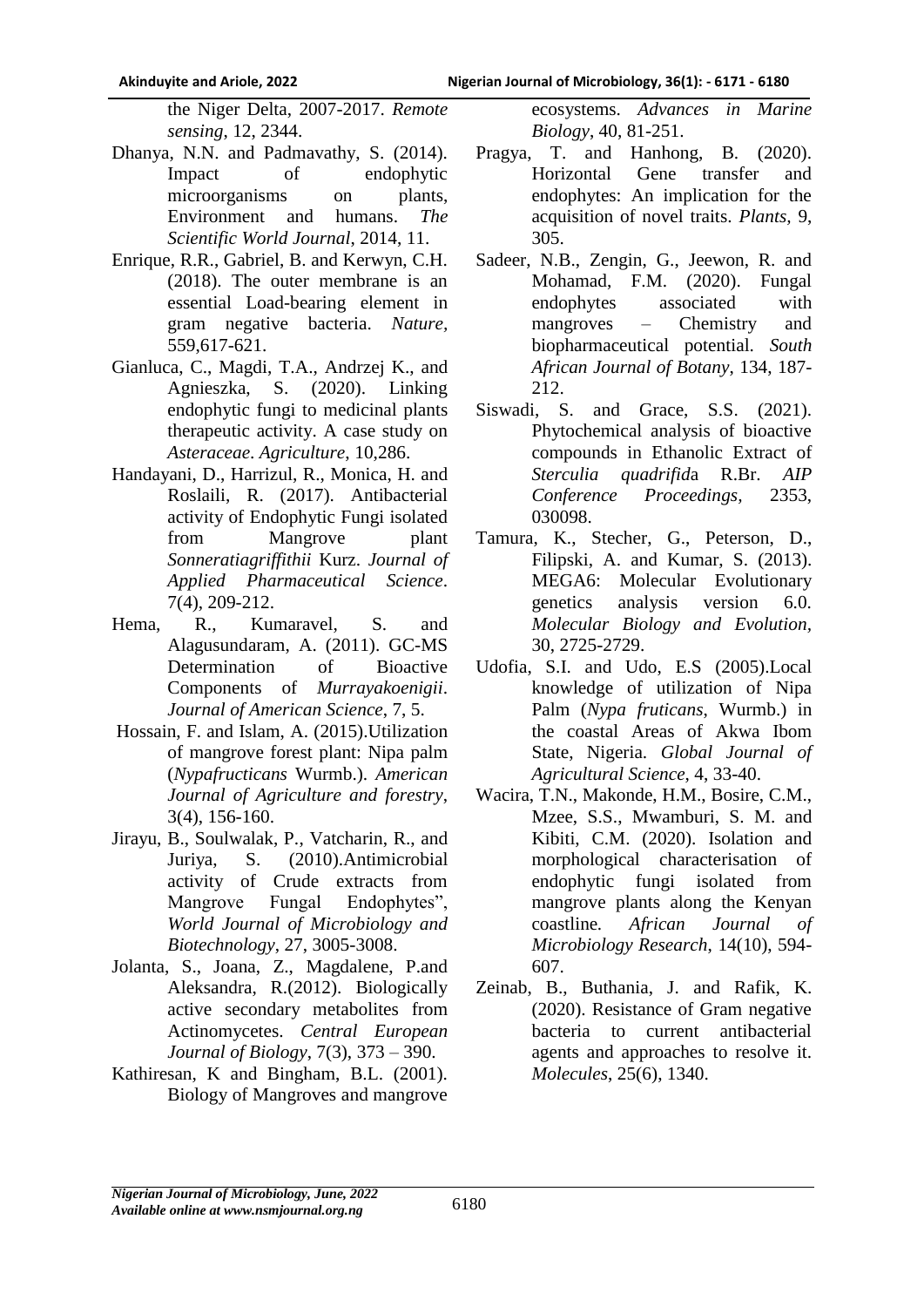the Niger Delta, 2007-2017. *Remote sensing*, 12, 2344.

Dhanya, N.N. and Padmavathy, S. (2014). Impact of endophytic microorganisms on plants, Environment and humans. *The Scientific World Journal*, 2014, 11.

Enrique, R.R., Gabriel, B. and Kerwyn, C.H. (2018). The outer membrane is an essential Load-bearing element in gram negative bacteria. *Nature*, 559,617-621.

Gianluca, C., Magdi, T.A., Andrzej K., and Agnieszka, S. (2020). Linking endophytic fungi to medicinal plants therapeutic activity. A case study on *Asteraceae*. *Agriculture*, 10,286.

Handayani, D., Harrizul, R., Monica, H. and Roslaili, R. (2017). Antibacterial activity of Endophytic Fungi isolated from Mangrove plant *Sonneratiagriffithii* Kurz. *Journal of Applied Pharmaceutical Science*. 7(4), 209-212.

Hema, R., Kumaravel, S. and Alagusundaram, A. (2011). GC-MS Determination of Bioactive Components of *Murrayakoenigii*. *Journal of American Science*, 7, 5.

Hossain, F. and Islam, A. (2015).Utilization of mangrove forest plant: Nipa palm (*Nypafructicans* Wurmb.). *American Journal of Agriculture and forestry*, 3(4), 156-160.

Jirayu, B., Soulwalak, P., Vatcharin, R., and Juriya, S. (2010).Antimicrobial activity of Crude extracts from Mangrove Fungal Endophytes", *World Journal of Microbiology and Biotechnology*, 27, 3005-3008.

Jolanta, S., Joana, Z., Magdalene, P.and Aleksandra, R.(2012). Biologically active secondary metabolites from Actinomycetes. *Central European Journal of Biology*, 7(3), 373 – 390.

Kathiresan, K and Bingham, B.L. (2001). Biology of Mangroves and mangrove ecosystems. *Advances in Marine Biology*, 40, 81-251.

Pragya, T. and Hanhong, B. (2020). Horizontal Gene transfer and endophytes: An implication for the acquisition of novel traits. *Plants*, 9, 305.

Sadeer, N.B., Zengin, G., Jeewon, R. and Mohamad, F.M. (2020). Fungal endophytes associated with mangroves – Chemistry and biopharmaceutical potential. *South African Journal of Botany*, 134, 187-212.

Siswadi, S. and Grace, S.S. (2021). Phytochemical analysis of bioactive compounds in Ethanolic Extract of *Sterculia quadrifida* R.Br. *AIP Conference Proceedings*, 2353, 030098.

Tamura, K., Stecher, G., Peterson, D., Filipski, A. and Kumar, S. (2013). MEGA6: Molecular Evolutionary genetics analysis version 6.0. *Molecular Biology and Evolution*, 30, 2725-2729.

Udofia, S.I. and Udo, E.S (2005).Local knowledge of utilization of Nipa Palm (*Nypa fruticans*, Wurmb.) in the coastal Areas of Akwa Ibom State, Nigeria. *Global Journal of Agricultural Science*, 4, 33-40.

Wacira, T.N., Makonde, H.M., Bosire, C.M., Mzee, S.S., Mwamburi, S. M. and Kibiti, C.M. (2020). Isolation and morphological characterisation of endophytic fungi isolated from mangrove plants along the Kenyan coastline. *African Journal of Microbiology Research*, 14(10), 594-607.

Zeinab, B., Buthania, J. and Rafik, K. (2020). Resistance of Gram negative bacteria to current antibacterial agents and approaches to resolve it. *Molecules*, 25(6), 1340.